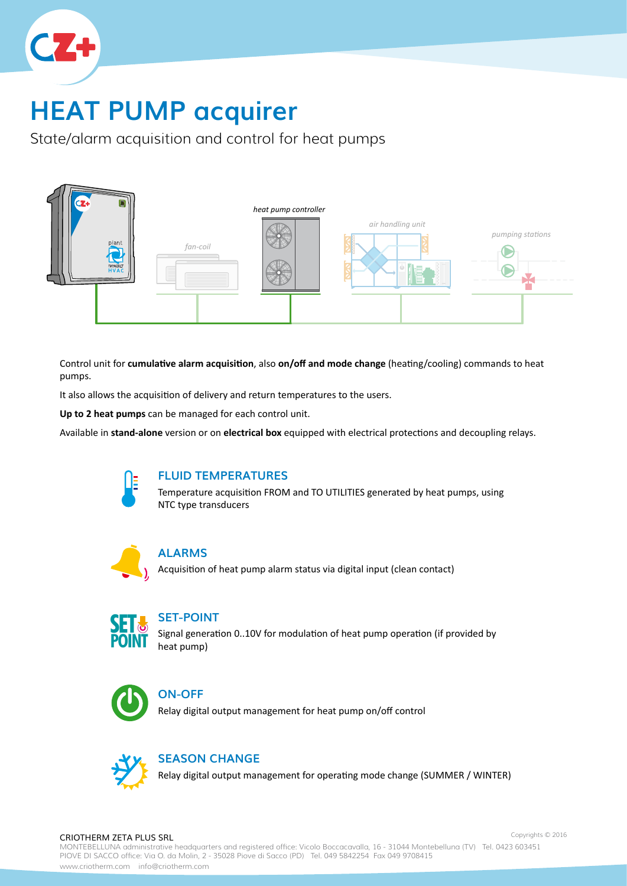# HEAT PUMP acquirer

State/alarm acquisition and control for heat pumps

Control unit for **cumulative alarm acquisition**, also **on/off and mode change** (heating/cooling) commands to heat pumps.

It also allows the acquisition of delivery and return temperatures to the users.

**Up to 2 heat pumps** can be managed for each control unit.

Available in **stand-alone** version or on **electrical box** equipped with electrical protections and decoupling relays.

## FLUID TEMPERATURES

Temperature acquisition FROM and TO UTILITIES generated by heat pumps, using NTC type transducers

## ALARMS

Acquisition of heat pump alarm status via digital input (clean contact)

## SET-POINT

Signal generation 0..10V for modulation of heat pump operation (if provided by heat pump)

## ON-OFF

Relay digital output management for heat pump on/off control

## SEASON CHANGE

Relay digital output management for operating mode change (SUMMER / WINTER)

CRIOTHERM ZETA PLUS SRL
MONTEBELLUNA administrative headquarters and registered office: Vicolo Boccacavalla, 16 - 31044 Montebelluna (TV) Tel. 0423 603451
PIOVE DI SACCO office: Via O. da Molin, 2 - 35028 Piove di Sacco (PD) Tel. 049 5842254 Fax 049 9708415
www.criotherm.com info@criotherm.com

Copyrights © 2016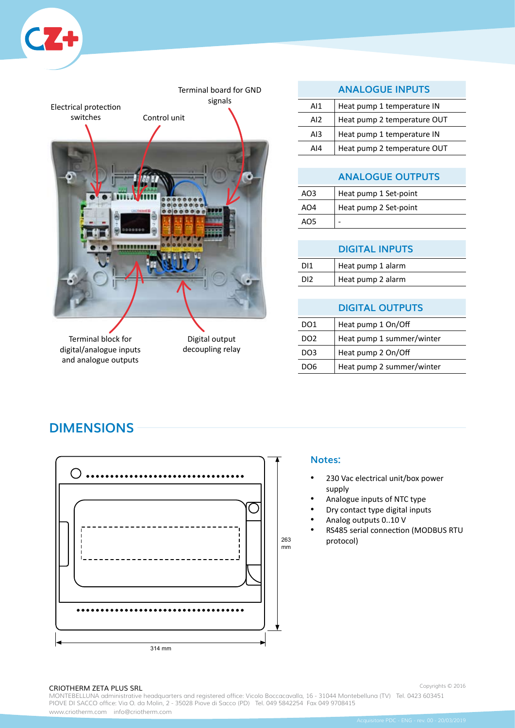Terminal board for GND signals

Electrical protection switches

Control unit

Terminal block for digital/analogue inputs and analogue outputs

Digital output decoupling relay

| ANALOGUE INPUTS | |
| --- | --- |
| AI1 | Heat pump 1 temperature IN |
| AI2 | Heat pump 2 temperature OUT |
| AI3 | Heat pump 1 temperature IN |
| AI4 | Heat pump 2 temperature OUT |

| ANALOGUE OUTPUTS | |
| --- | --- |
| AO3 | Heat pump 1 Set-point |
| AO4 | Heat pump 2 Set-point |
| AO5 | - |

| DIGITAL INPUTS | |
| --- | --- |
| DI1 | Heat pump 1 alarm |
| DI2 | Heat pump 2 alarm |

| DIGITAL OUTPUTS | |
| --- | --- |
| DO1 | Heat pump 1 On/Off |
| DO2 | Heat pump 1 summer/winter |
| DO3 | Heat pump 2 On/Off |
| DO6 | Heat pump 2 summer/winter |

## DIMENSIONS

263 mm

314 mm

### Notes:

- 230 Vac electrical unit/box power supply
- Analogue inputs of NTC type
- Dry contact type digital inputs
- Analog outputs 0..10 V
- RS485 serial connection (MODBUS RTU protocol)

CRIOTHERM ZETA PLUS SRL
MONTEBELLUNA administrative headquarters and registered office: Vicolo Boccacavalla, 16 - 31044 Montebelluna (TV) Tel. 0423 603451
PIOVE DI SACCO office: Via O. da Molin, 2 - 35028 Piove di Sacco (PD) Tel. 049 5842254 Fax 049 9708415
www.criotherm.com info@criotherm.com

Copyrights © 2016